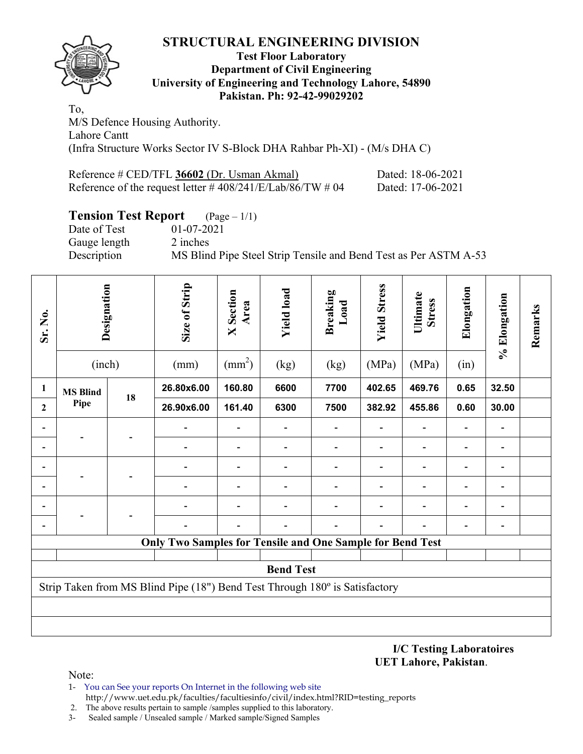# STRUCTURAL ENGINEERING DIVISION

**Test Floor Laboratory**
**Department of Civil Engineering**
**University of Engineering and Technology Lahore, 54890**
**Pakistan. Ph: 92-42-99029202**

To,
M/S Defence Housing Authority.
Lahore Cantt
(Infra Structure Works Sector IV S-Block DHA Rahbar Ph-XI) - (M/s DHA C)

Reference # CED/TFL **36602** (Dr. Usman Akmal) Dated: 18-06-2021
Reference of the request letter # 408/241/E/Lab/86/TW # 04 Dated: 17-06-2021

## Tension Test Report (Page – 1/1)

Date of Test 01-07-2021
Gauge length 2 inches
Description MS Blind Pipe Steel Strip Tensile and Bend Test as Per ASTM A-53

| Sr. No. | Designation | | Size of Strip | X Section Area | Yield load | Breaking Load | Yield Stress | Ultimate Stress | Elongation | % Elongation | Remarks |
|---|---|---|---|---|---|---|---|---|---|---|---|
| | (inch) | | (mm) | ($mm^2$) | (kg) | (kg) | (MPa) | (MPa) | (in) | | |
| 1 | MS Blind Pipe | 18 | 26.80x6.00 | 160.80 | 6600 | 7700 | 402.65 | 469.76 | 0.65 | 32.50 | |
| 2 | | | 26.90x6.00 | 161.40 | 6300 | 7500 | 382.92 | 455.86 | 0.60 | 30.00 | |
| - | - | - | - | - | - | - | - | - | - | - | |
| - | | | - | - | - | - | - | - | - | - | |
| - | - | - | - | - | - | - | - | - | - | - | |
| - | | | - | - | - | - | - | - | - | - | |
| - | - | - | - | - | - | - | - | - | - | - | |
| - | | | - | - | - | - | - | - | - | - | |
| **Only Two Samples for Tensile and One Sample for Bend Test** | | | | | | | | | | | |
| **Bend Test** | | | | | | | | | | | |
| Strip Taken from MS Blind Pipe (18") Bend Test Through 180º is Satisfactory | | | | | | | | | | | |

**I/C Testing Laboratoires**
**UET Lahore, Pakistan**.

Note:
1- You can See your reports On Internet in the following web site
http://www.uet.edu.pk/faculties/facultiesinfo/civil/index.html?RID=testing_reports
2. The above results pertain to sample /samples supplied to this laboratory.
3- Sealed sample / Unsealed sample / Marked sample/Signed Samples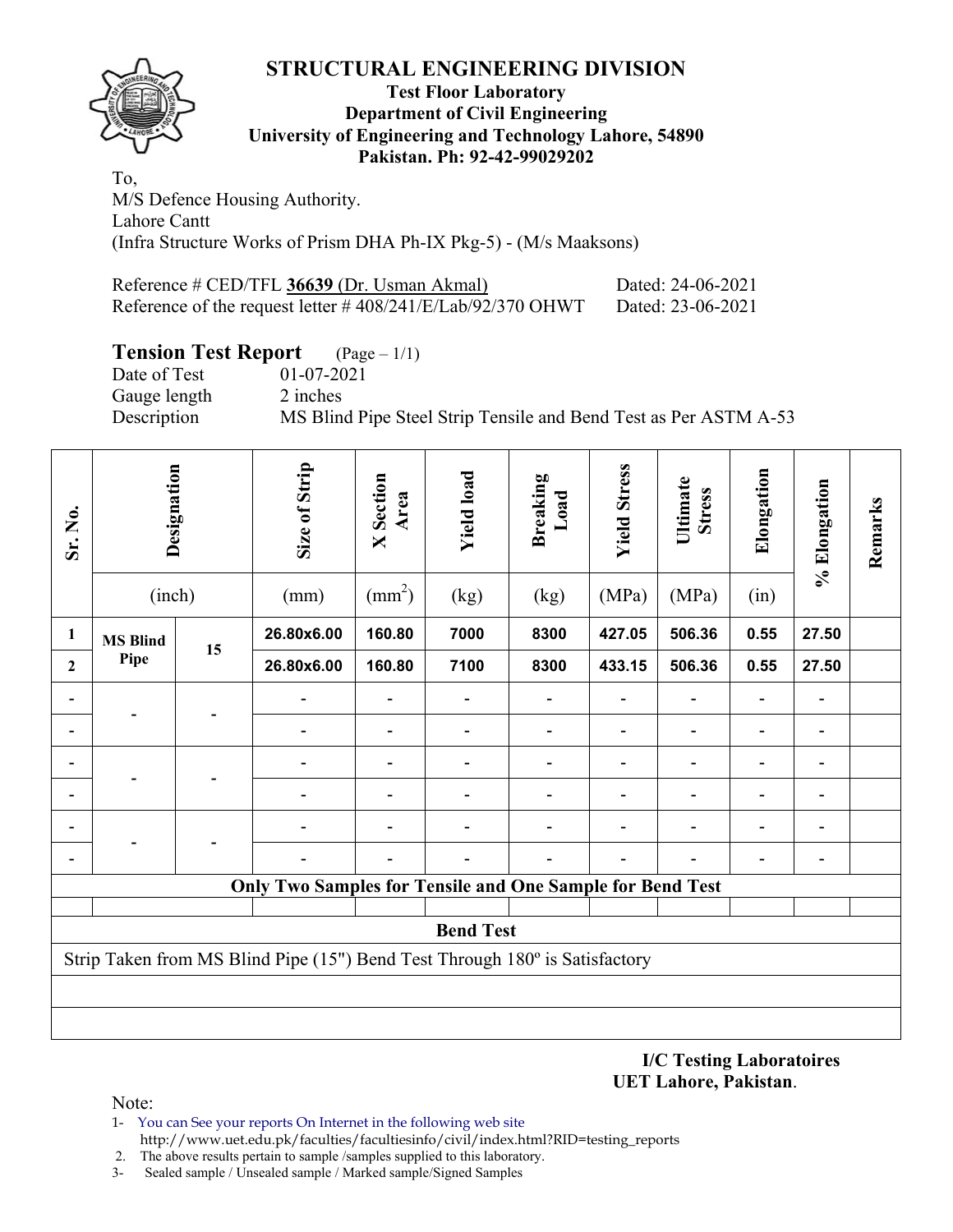# STRUCTURAL ENGINEERING DIVISION

**Test Floor Laboratory**
**Department of Civil Engineering**
**University of Engineering and Technology Lahore, 54890**
**Pakistan. Ph: 92-42-99029202**

To,
M/S Defence Housing Authority.
Lahore Cantt
(Infra Structure Works of Prism DHA Ph-IX Pkg-5) - (M/s Maaksons)

Reference # CED/TFL **36639** (Dr. Usman Akmal) Dated: 24-06-2021
Reference of the request letter # 408/241/E/Lab/92/370 OHWT Dated: 23-06-2021

## Tension Test Report (Page – 1/1)

Date of Test 01-07-2021
Gauge length 2 inches
Description MS Blind Pipe Steel Strip Tensile and Bend Test as Per ASTM A-53

| Sr. No. | Designation | | Size of Strip | X Section Area | Yield load | Breaking Load | Yield Stress | Ultimate Stress | Elongation | % Elongation | Remarks |
|---|---|---|---|---|---|---|---|---|---|---|---|
| | (inch) | | (mm) | (mm$^2$) | (kg) | (kg) | (MPa) | (MPa) | (in) | | |
| 1 | MS Blind Pipe | 15 | 26.80x6.00 | 160.80 | 7000 | 8300 | 427.05 | 506.36 | 0.55 | 27.50 | |
| 2 | | | 26.80x6.00 | 160.80 | 7100 | 8300 | 433.15 | 506.36 | 0.55 | 27.50 | |
| - | - | - | - | - | - | - | - | - | - | - | |
| - | | | - | - | - | - | - | - | - | - | |
| - | - | - | - | - | - | - | - | - | - | - | |
| - | | | - | - | - | - | - | - | - | - | |
| - | - | - | - | - | - | - | - | - | - | - | |
| - | | | - | - | - | - | - | - | - | - | |
| **Only Two Samples for Tensile and One Sample for Bend Test** | | | | | | | | | | | |
| **Bend Test** | | | | | | | | | | | |
| Strip Taken from MS Blind Pipe (15") Bend Test Through 180º is Satisfactory | | | | | | | | | | | |

**I/C Testing Laboratoires**
**UET Lahore, Pakistan**.

Note:
1- You can See your reports On Internet in the following web site
http://www.uet.edu.pk/faculties/facultiesinfo/civil/index.html?RID=testing_reports
2. The above results pertain to sample /samples supplied to this laboratory.
3- Sealed sample / Unsealed sample / Marked sample/Signed Samples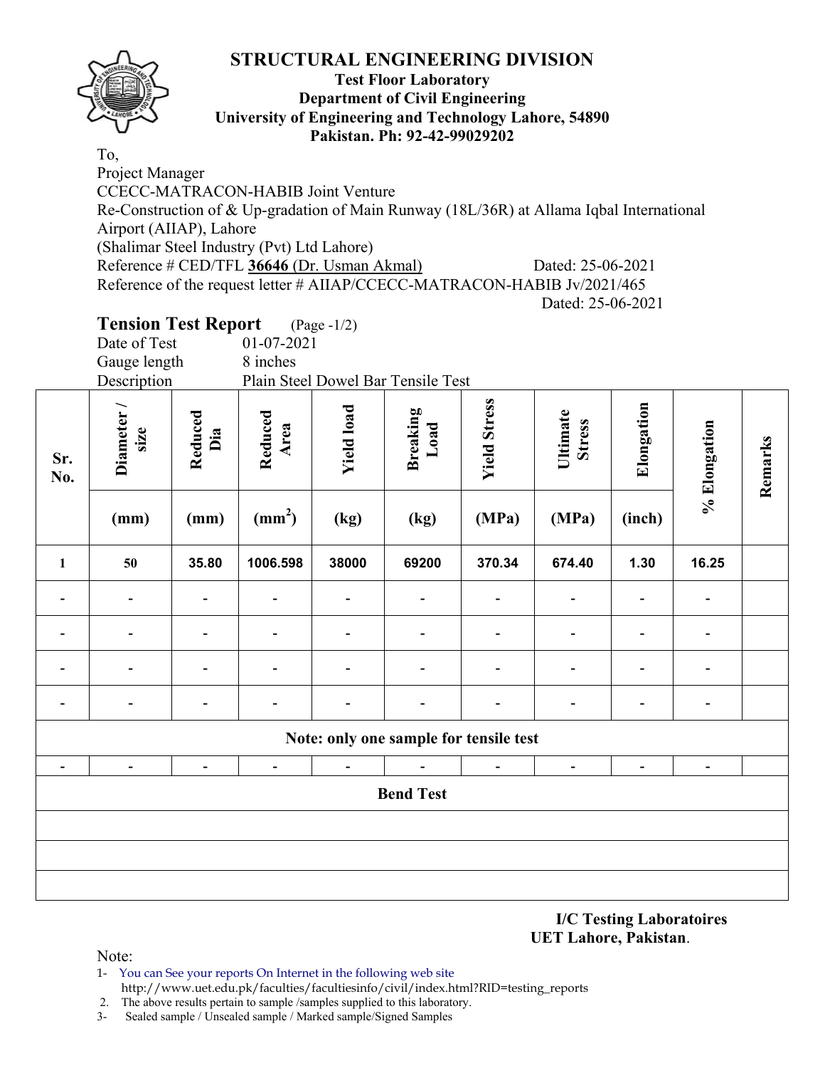# STRUCTURAL ENGINEERING DIVISION

**Test Floor Laboratory**
**Department of Civil Engineering**
**University of Engineering and Technology Lahore, 54890**
**Pakistan. Ph: 92-42-99029202**

To,
Project Manager
CCECC-MATRACON-HABIB Joint Venture
Re-Construction of & Up-gradation of Main Runway (18L/36R) at Allama Iqbal International Airport (AIIAP), Lahore
(Shalimar Steel Industry (Pvt) Ltd Lahore)
Reference # CED/TFL **36646** (Dr. Usman Akmal) Dated: 25-06-2021
Reference of the request letter # AIIAP/CCECC-MATRACON-HABIB Jv/2021/465
Dated: 25-06-2021

## Tension Test Report (Page -1/2)

Date of Test 01-07-2021
Gauge length 8 inches
Description Plain Steel Dowel Bar Tensile Test

| Sr. No. | Diameter / size | Reduced Dia | Reduced Area | Yield load | Breaking Load | Yield Stress | Ultimate Stress | Elongation | % Elongation | Remarks |
|---|---|---|---|---|---|---|---|---|---|---|
| | (mm) | (mm) | ($mm^2$) | (kg) | (kg) | (MPa) | (MPa) | (inch) | | |
| 1 | 50 | 35.80 | 1006.598 | 38000 | 69200 | 370.34 | 674.40 | 1.30 | 16.25 | |
| - | - | - | - | - | - | - | - | - | - | |
| - | - | - | - | - | - | - | - | - | - | |
| - | - | - | - | - | - | - | - | - | - | |
| - | - | - | - | - | - | - | - | - | - | |
| **Note: only one sample for tensile test** | | | | | | | | | | |
| - | - | - | - | - | - | - | - | - | - | |
| **Bend Test** | | | | | | | | | | |
| | | | | | | | | | | |
| | | | | | | | | | | |
| | | | | | | | | | | |

**I/C Testing Laboratoires**
**UET Lahore, Pakistan**.

Note:
1- You can See your reports On Internet in the following web site
http://www.uet.edu.pk/faculties/facultiesinfo/civil/index.html?RID=testing_reports
2. The above results pertain to sample /samples supplied to this laboratory.
3- Sealed sample / Unsealed sample / Marked sample/Signed Samples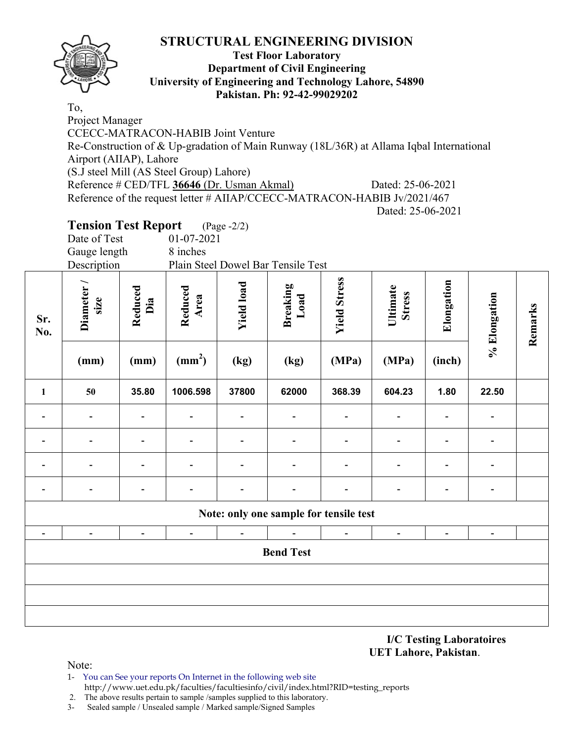# STRUCTURAL ENGINEERING DIVISION

**Test Floor Laboratory**
**Department of Civil Engineering**
**University of Engineering and Technology Lahore, 54890**
**Pakistan. Ph: 92-42-99029202**

To,
Project Manager
CCECC-MATRACON-HABIB Joint Venture
Re-Construction of & Up-gradation of Main Runway (18L/36R) at Allama Iqbal International Airport (AIIAP), Lahore
(S.J steel Mill (AS Steel Group) Lahore)
Reference # CED/TFL **36646** (Dr. Usman Akmal) Dated: 25-06-2021
Reference of the request letter # AIIAP/CCECC-MATRACON-HABIB Jv/2021/467
Dated: 25-06-2021

**Tension Test Report** (Page -2/2)
Date of Test 01-07-2021
Gauge length 8 inches
Description Plain Steel Dowel Bar Tensile Test

| Sr. No. | Diameter / size | Reduced Dia | Reduced Area | Yield load | Breaking Load | Yield Stress | Ultimate Stress | Elongation | % Elongation | Remarks |
|---|---|---|---|---|---|---|---|---|---|---|
| | (mm) | (mm) | (mm$^2$) | (kg) | (kg) | (MPa) | (MPa) | (inch) | | |
| **1** | **50** | **35.80** | **1006.598** | **37800** | **62000** | **368.39** | **604.23** | **1.80** | **22.50** | |
| - | - | - | - | - | - | - | - | - | - | |
| - | - | - | - | - | - | - | - | - | - | |
| - | - | - | - | - | - | - | - | - | - | |
| - | - | - | - | - | - | - | - | - | - | |
| **Note: only one sample for tensile test** | | | | | | | | | | |
| - | - | - | - | - | - | - | - | - | - | |
| **Bend Test** | | | | | | | | | | |
| | | | | | | | | | | |
| | | | | | | | | | | |
| | | | | | | | | | | |

**I/C Testing Laboratoires**
**UET Lahore, Pakistan**.

Note:
1- You can See your reports On Internet in the following web site
http://www.uet.edu.pk/faculties/facultiesinfo/civil/index.html?RID=testing_reports
2. The above results pertain to sample /samples supplied to this laboratory.
3- Sealed sample / Unsealed sample / Marked sample/Signed Samples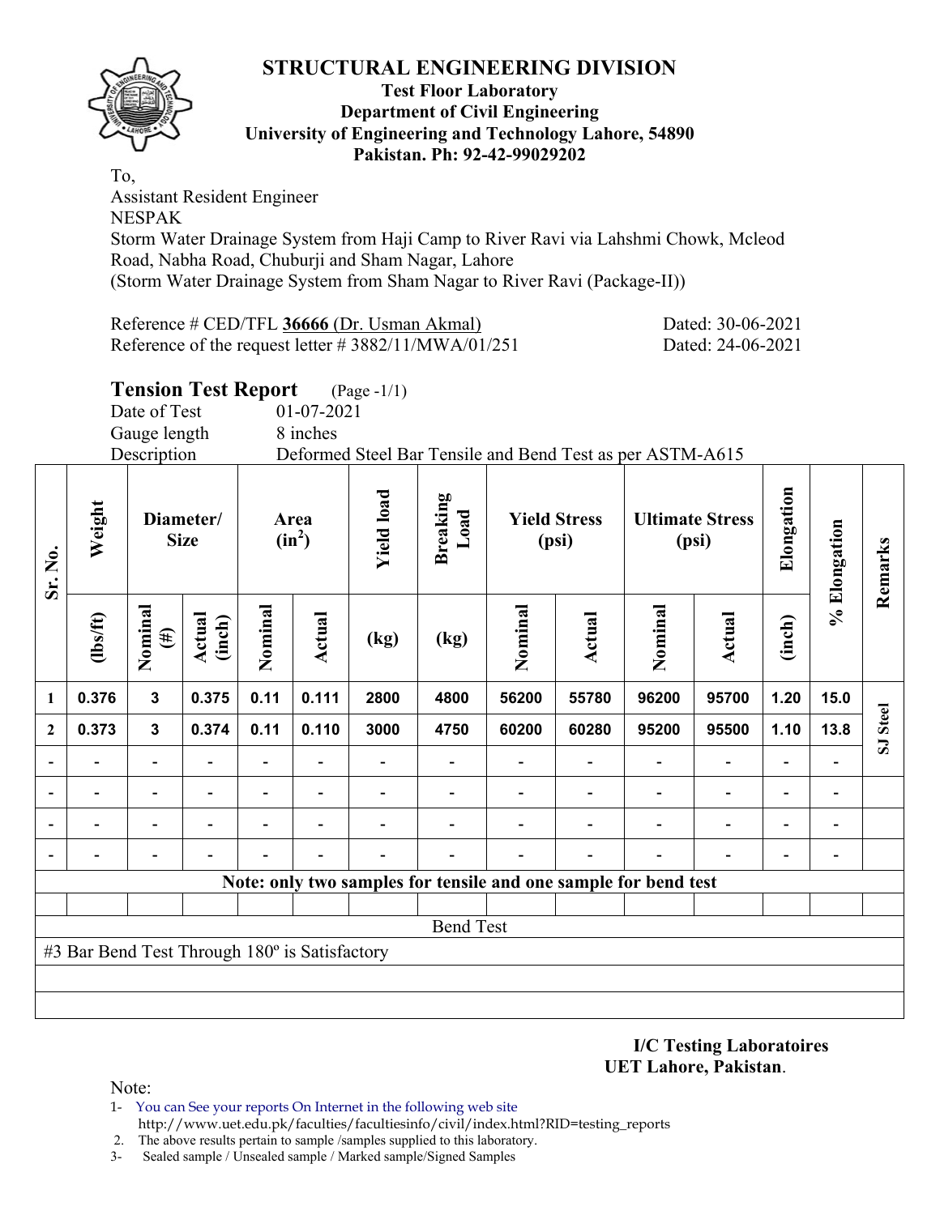# STRUCTURAL ENGINEERING DIVISION

**Test Floor Laboratory**
**Department of Civil Engineering**
**University of Engineering and Technology Lahore, 54890**
**Pakistan. Ph: 92-42-99029202**

To,
Assistant Resident Engineer
NESPAK
Storm Water Drainage System from Haji Camp to River Ravi via Lahshmi Chowk, Mcleod Road, Nabha Road, Chuburji and Sham Nagar, Lahore
(Storm Water Drainage System from Sham Nagar to River Ravi (Package-II))

Reference # CED/TFL **36666** (Dr. Usman Akmal) Dated: 30-06-2021
Reference of the request letter # 3882/11/MWA/01/251 Dated: 24-06-2021

## Tension Test Report (Page -1/1)

Date of Test 01-07-2021
Gauge length 8 inches
Description Deformed Steel Bar Tensile and Bend Test as per ASTM-A615

| Sr. No. | Weight | Diameter/ Size | | Area ($in^2$) | | Yield load | Breaking Load | Yield Stress (psi) | | Ultimate Stress (psi) | | Elongation | % Elongation | Remarks |
|---|---|---|---|---|---|---|---|---|---|---|---|---|---|---|
| | (lbs/ft) | Nominal (#) | Actual (inch) | Nominal | Actual | (kg) | (kg) | Nominal | Actual | Nominal | Actual | (inch) | | |
| 1 | 0.376 | 3 | 0.375 | 0.11 | 0.111 | 2800 | 4800 | 56200 | 55780 | 96200 | 95700 | 1.20 | 15.0 | SJ Steel |
| 2 | 0.373 | 3 | 0.374 | 0.11 | 0.110 | 3000 | 4750 | 60200 | 60280 | 95200 | 95500 | 1.10 | 13.8 | |
| - | - | - | - | - | - | - | - | - | - | - | - | - | - | |
| - | - | - | - | - | - | - | - | - | - | - | - | - | - | |
| - | - | - | - | - | - | - | - | - | - | - | - | - | - | |
| - | - | - | - | - | - | - | - | - | - | - | - | - | - | |
| **Note: only two samples for tensile and one sample for bend test** | | | | | | | | | | | | | | |
| Bend Test | | | | | | | | | | | | | | |
| #3 Bar Bend Test Through 180º is Satisfactory | | | | | | | | | | | | | | |

**I/C Testing Laboratoires**
**UET Lahore, Pakistan**.

Note:
1- You can See your reports On Internet in the following web site
http://www.uet.edu.pk/faculties/facultiesinfo/civil/index.html?RID=testing_reports
2. The above results pertain to sample /samples supplied to this laboratory.
3- Sealed sample / Unsealed sample / Marked sample/Signed Samples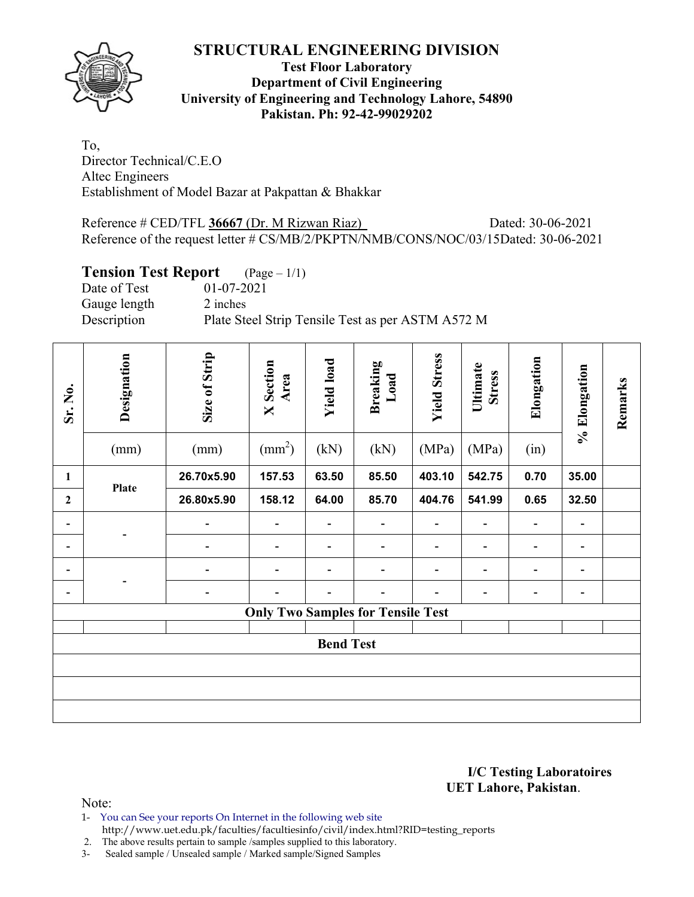# STRUCTURAL ENGINEERING DIVISION

**Test Floor Laboratory**
**Department of Civil Engineering**
**University of Engineering and Technology Lahore, 54890**
**Pakistan. Ph: 92-42-99029202**

To,
Director Technical/C.E.O
Altec Engineers
Establishment of Model Bazar at Pakpattan & Bhakkar

Reference # CED/TFL **36667** (Dr. M Rizwan Riaz) Dated: 30-06-2021
Reference of the request letter # CS/MB/2/PKPTN/NMB/CONS/NOC/03/15Dated: 30-06-2021

## Tension Test Report (Page – 1/1)

Date of Test 01-07-2021
Gauge length 2 inches
Description Plate Steel Strip Tensile Test as per ASTM A572 M

| Sr. No. | Designation | Size of Strip | X Section Area | Yield load | Breaking Load | Yield Stress | Ultimate Stress | Elongation | % Elongation | Remarks |
|---|---|---|---|---|---|---|---|---|---|---|
| | (mm) | (mm) | ($mm^2$) | (kN) | (kN) | (MPa) | (MPa) | (in) | | |
| **1** | **Plate** | **26.70x5.90** | **157.53** | **63.50** | **85.50** | **403.10** | **542.75** | **0.70** | **35.00** | |
| **2** | | **26.80x5.90** | **158.12** | **64.00** | **85.70** | **404.76** | **541.99** | **0.65** | **32.50** | |
| - | - | - | - | - | - | - | - | - | - | |
| - | | - | - | - | - | - | - | - | - | |
| - | - | - | - | - | - | - | - | - | - | |
| - | | - | - | - | - | - | - | - | - | |
| **Only Two Samples for Tensile Test** | | | | | | | | | | |
| | | | | | | | | | | |
| **Bend Test** | | | | | | | | | | |
| | | | | | | | | | | |
| | | | | | | | | | | |
| | | | | | | | | | | |

**I/C Testing Laboratoires**
**UET Lahore, Pakistan.**

Note:
1- You can See your reports On Internet in the following web site
http://www.uet.edu.pk/faculties/facultiesinfo/civil/index.html?RID=testing_reports
2. The above results pertain to sample /samples supplied to this laboratory.
3- Sealed sample / Unsealed sample / Marked sample/Signed Samples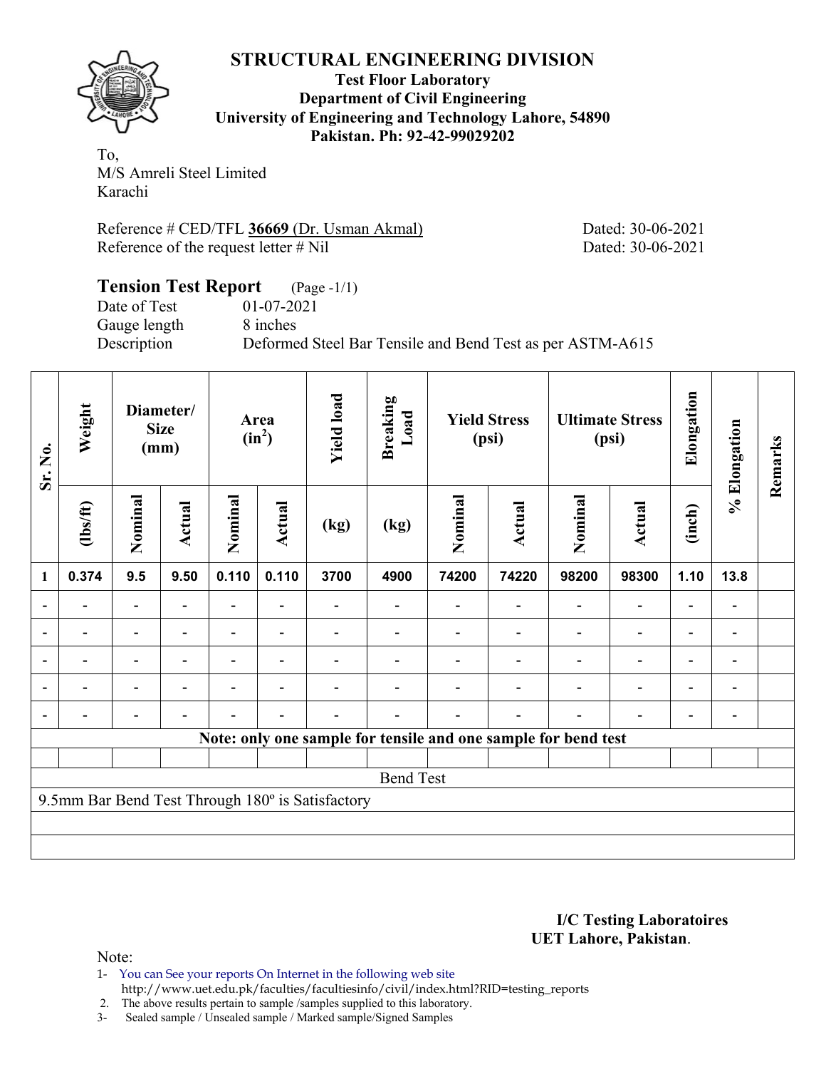# STRUCTURAL ENGINEERING DIVISION

**Test Floor Laboratory**
**Department of Civil Engineering**
**University of Engineering and Technology Lahore, 54890**
**Pakistan. Ph: 92-42-99029202**

To,
M/S Amreli Steel Limited
Karachi

Reference # CED/TFL **36669** (Dr. Usman Akmal) Dated: 30-06-2021
Reference of the request letter # Nil Dated: 30-06-2021

## Tension Test Report (Page -1/1)

Date of Test 01-07-2021
Gauge length 8 inches
Description Deformed Steel Bar Tensile and Bend Test as per ASTM-A615

| Sr. No. | Weight | Diameter/ Size (mm) | | Area ($in^2$) | | Yield load | Breaking Load | Yield Stress (psi) | | Ultimate Stress (psi) | | Elongation | % Elongation | Remarks |
|---|---|---|---|---|---|---|---|---|---|---|---|---|---|---|
| | (lbs/ft) | Nominal | Actual | Nominal | Actual | (kg) | (kg) | Nominal | Actual | Nominal | Actual | (inch) | | |
| 1 | 0.374 | 9.5 | 9.50 | 0.110 | 0.110 | 3700 | 4900 | 74200 | 74220 | 98200 | 98300 | 1.10 | 13.8 | |
| - | - | - | - | - | - | - | - | - | - | - | - | - | - | |
| - | - | - | - | - | - | - | - | - | - | - | - | - | - | |
| - | - | - | - | - | - | - | - | - | - | - | - | - | - | |
| - | - | - | - | - | - | - | - | - | - | - | - | - | - | |
| - | - | - | - | - | - | - | - | - | - | - | - | - | - | |
| Note: only one sample for tensile and one sample for bend test | | | | | | | | | | | | | | |
| Bend Test | | | | | | | | | | | | | | |
| 9.5mm Bar Bend Test Through 180º is Satisfactory | | | | | | | | | | | | | | |

**I/C Testing Laboratoires**
**UET Lahore, Pakistan**.

Note:

1- You can See your reports On Internet in the following web site
http://www.uet.edu.pk/faculties/facultiesinfo/civil/index.html?RID=testing_reports
2. The above results pertain to sample /samples supplied to this laboratory.
3- Sealed sample / Unsealed sample / Marked sample/Signed Samples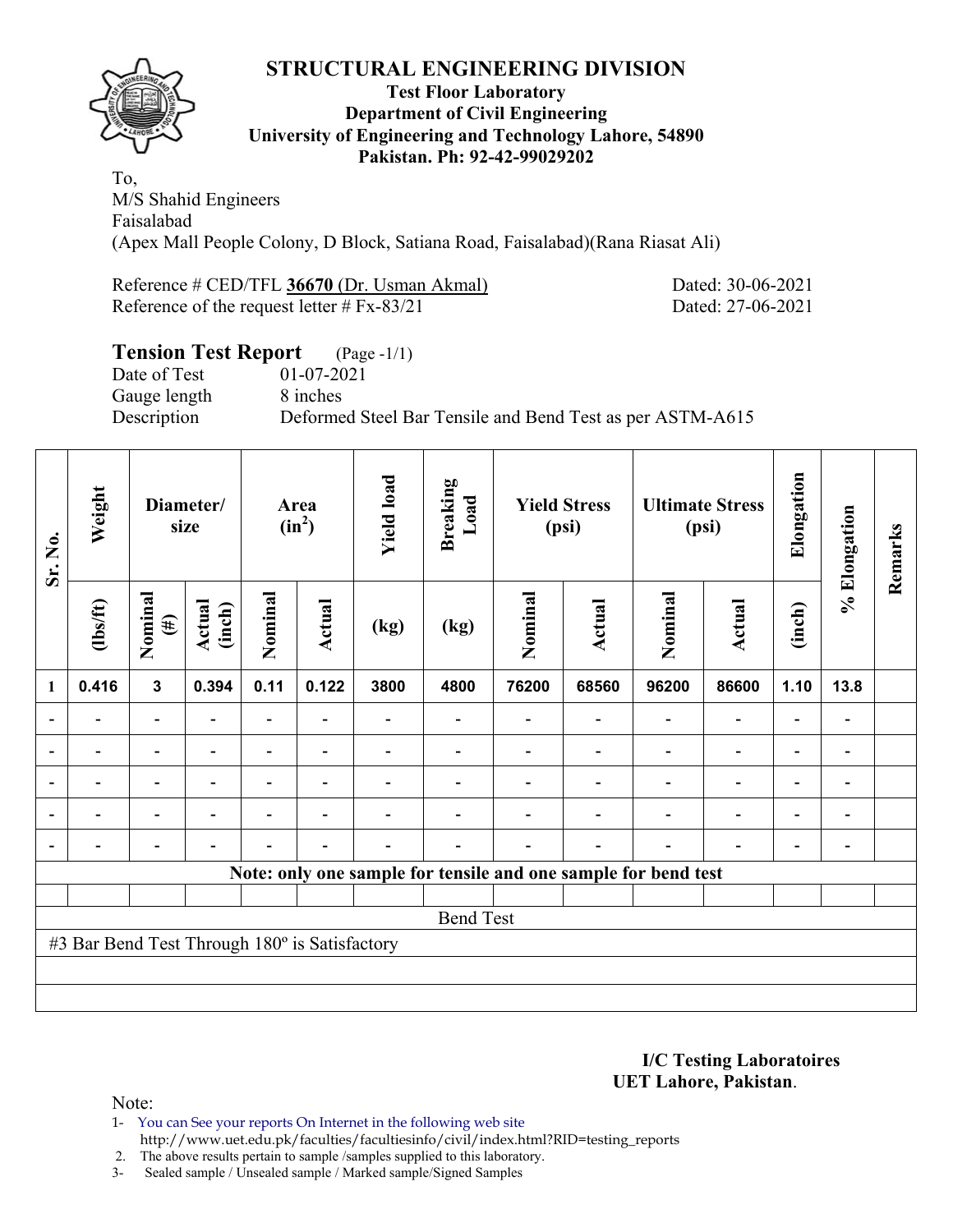# STRUCTURAL ENGINEERING DIVISION

**Test Floor Laboratory**
**Department of Civil Engineering**
**University of Engineering and Technology Lahore, 54890**
**Pakistan. Ph: 92-42-99029202**

To,
M/S Shahid Engineers
Faisalabad
(Apex Mall People Colony, D Block, Satiana Road, Faisalabad)(Rana Riasat Ali)

Reference # CED/TFL **36670** (Dr. Usman Akmal) Dated: 30-06-2021
Reference of the request letter # Fx-83/21 Dated: 27-06-2021

## Tension Test Report (Page -1/1)

Date of Test 01-07-2021
Gauge length 8 inches
Description Deformed Steel Bar Tensile and Bend Test as per ASTM-A615

| Sr. No. | Weight | Diameter/ size | | Area ($in^2$) | | Yield load | Breaking Load | Yield Stress (psi) | | Ultimate Stress (psi) | | Elongation | % Elongation | Remarks |
|---|---|---|---|---|---|---|---|---|---|---|---|---|---|---|
| | (lbs/ft) | Nominal (#) | Actual (inch) | Nominal | Actual | (kg) | (kg) | Nominal | Actual | Nominal | Actual | (inch) | | |
| 1 | 0.416 | 3 | 0.394 | 0.11 | 0.122 | 3800 | 4800 | 76200 | 68560 | 96200 | 86600 | 1.10 | 13.8 | |
| - | - | - | - | - | - | - | - | - | - | - | - | - | - | |
| - | - | - | - | - | - | - | - | - | - | - | - | - | - | |
| - | - | - | - | - | - | - | - | - | - | - | - | - | - | |
| - | - | - | - | - | - | - | - | - | - | - | - | - | - | |
| - | - | - | - | - | - | - | - | - | - | - | - | - | - | |
| Note: only one sample for tensile and one sample for bend test | | | | | | | | | | | | | | |
| | | | | | | | | | | | | | | |
| Bend Test | | | | | | | | | | | | | | |
| #3 Bar Bend Test Through 180º is Satisfactory | | | | | | | | | | | | | | |

**I/C Testing Laboratoires**
**UET Lahore, Pakistan**.

Note:
1- You can See your reports On Internet in the following web site
http://www.uet.edu.pk/faculties/facultiesinfo/civil/index.html?RID=testing_reports
2. The above results pertain to sample /samples supplied to this laboratory.
3- Sealed sample / Unsealed sample / Marked sample/Signed Samples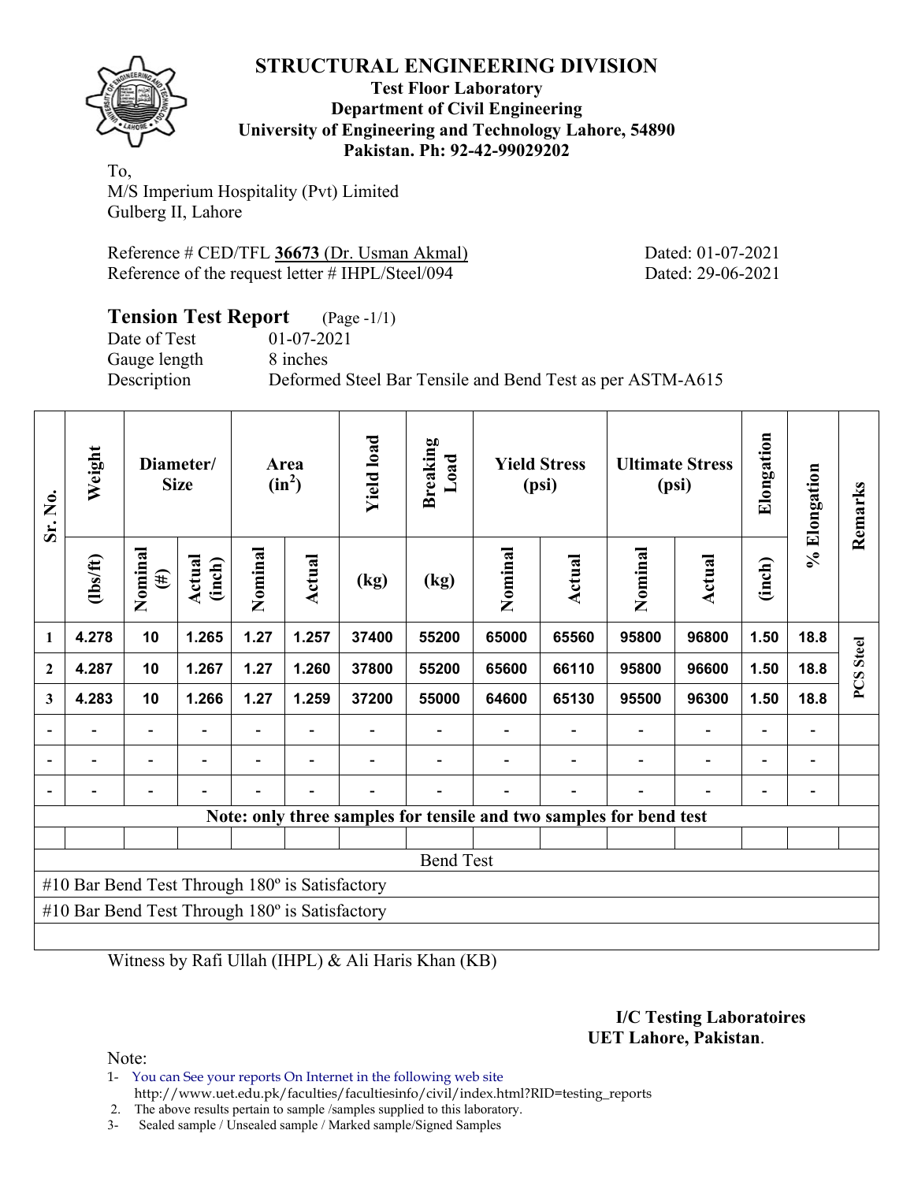# STRUCTURAL ENGINEERING DIVISION

**Test Floor Laboratory**
**Department of Civil Engineering**
**University of Engineering and Technology Lahore, 54890**
**Pakistan. Ph: 92-42-99029202**

To,
M/S Imperium Hospitality (Pvt) Limited
Gulberg II, Lahore

Reference # CED/TFL **36673** (Dr. Usman Akmal) Dated: 01-07-2021
Reference of the request letter # IHPL/Steel/094 Dated: 29-06-2021

## Tension Test Report (Page -1/1)

Date of Test 01-07-2021
Gauge length 8 inches
Description Deformed Steel Bar Tensile and Bend Test as per ASTM-A615

| Sr. No. | Weight | Diameter/ Size | | Area ($in^2$) | | Yield load | Breaking Load | Yield Stress (psi) | | Ultimate Stress (psi) | | Elongation | % Elongation | Remarks |
|---|---|---|---|---|---|---|---|---|---|---|---|---|---|---|
| | (lbs/ft) | Nominal (#) | Actual (inch) | Nominal | Actual | (kg) | (kg) | Nominal | Actual | Nominal | Actual | (inch) | | |
| 1 | 4.278 | 10 | 1.265 | 1.27 | 1.257 | 37400 | 55200 | 65000 | 65560 | 95800 | 96800 | 1.50 | 18.8 | PCS Steel |
| 2 | 4.287 | 10 | 1.267 | 1.27 | 1.260 | 37800 | 55200 | 65600 | 66110 | 95800 | 96600 | 1.50 | 18.8 | |
| 3 | 4.283 | 10 | 1.266 | 1.27 | 1.259 | 37200 | 55000 | 64600 | 65130 | 95500 | 96300 | 1.50 | 18.8 | |
| - | - | - | - | - | - | - | - | - | - | - | - | - | - | |
| - | - | - | - | - | - | - | - | - | - | - | - | - | - | |
| - | - | - | - | - | - | - | - | - | - | - | - | - | - | |

**Note: only three samples for tensile and two samples for bend test**

Bend Test

#10 Bar Bend Test Through 180º is Satisfactory
#10 Bar Bend Test Through 180º is Satisfactory

Witness by Rafi Ullah (IHPL) & Ali Haris Khan (KB)

**I/C Testing Laboratoires**
**UET Lahore, Pakistan**.

Note:
1- You can See your reports On Internet in the following web site
http://www.uet.edu.pk/faculties/facultiesinfo/civil/index.html?RID=testing_reports
2. The above results pertain to sample /samples supplied to this laboratory.
3- Sealed sample / Unsealed sample / Marked sample/Signed Samples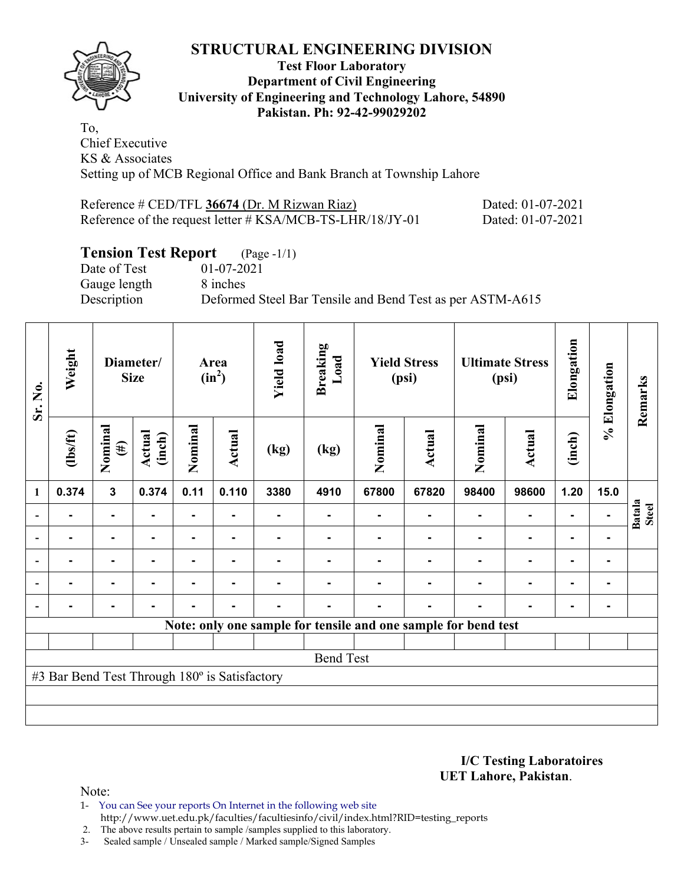# STRUCTURAL ENGINEERING DIVISION

**Test Floor Laboratory**
**Department of Civil Engineering**
**University of Engineering and Technology Lahore, 54890**
**Pakistan. Ph: 92-42-99029202**

To,
Chief Executive
KS & Associates
Setting up of MCB Regional Office and Bank Branch at Township Lahore

Reference # CED/TFL **36674** (Dr. M Rizwan Riaz) Dated: 01-07-2021
Reference of the request letter # KSA/MCB-TS-LHR/18/JY-01 Dated: 01-07-2021

## Tension Test Report (Page -1/1)

Date of Test 01-07-2021
Gauge length 8 inches
Description Deformed Steel Bar Tensile and Bend Test as per ASTM-A615

| Sr. No. | Weight | Diameter/ Size | | Area ($in^2$) | | Yield load | Breaking Load | Yield Stress (psi) | | Ultimate Stress (psi) | | Elongation | % Elongation | Remarks |
|---|---|---|---|---|---|---|---|---|---|---|---|---|---|---|
| | (lbs/ft) | Nominal (#) | Actual (inch) | Nominal | Actual | (kg) | (kg) | Nominal | Actual | Nominal | Actual | (inch) | | |
| 1 | 0.374 | 3 | 0.374 | 0.11 | 0.110 | 3380 | 4910 | 67800 | 67820 | 98400 | 98600 | 1.20 | 15.0 | Batala Steel |
| - | - | - | - | - | - | - | - | - | - | - | - | - | - | |
| - | - | - | - | - | - | - | - | - | - | - | - | - | - | |
| - | - | - | - | - | - | - | - | - | - | - | - | - | - | |
| - | - | - | - | - | - | - | - | - | - | - | - | - | - | |
| - | - | - | - | - | - | - | - | - | - | - | - | - | - | |
| **Note: only one sample for tensile and one sample for bend test** | | | | | | | | | | | | | | |
| Bend Test | | | | | | | | | | | | | | |
| #3 Bar Bend Test Through 180º is Satisfactory | | | | | | | | | | | | | | |

**I/C Testing Laboratoires**
**UET Lahore, Pakistan**.

Note:
1- You can See your reports On Internet in the following web site
http://www.uet.edu.pk/faculties/facultiesinfo/civil/index.html?RID=testing_reports
2. The above results pertain to sample /samples supplied to this laboratory.
3- Sealed sample / Unsealed sample / Marked sample/Signed Samples